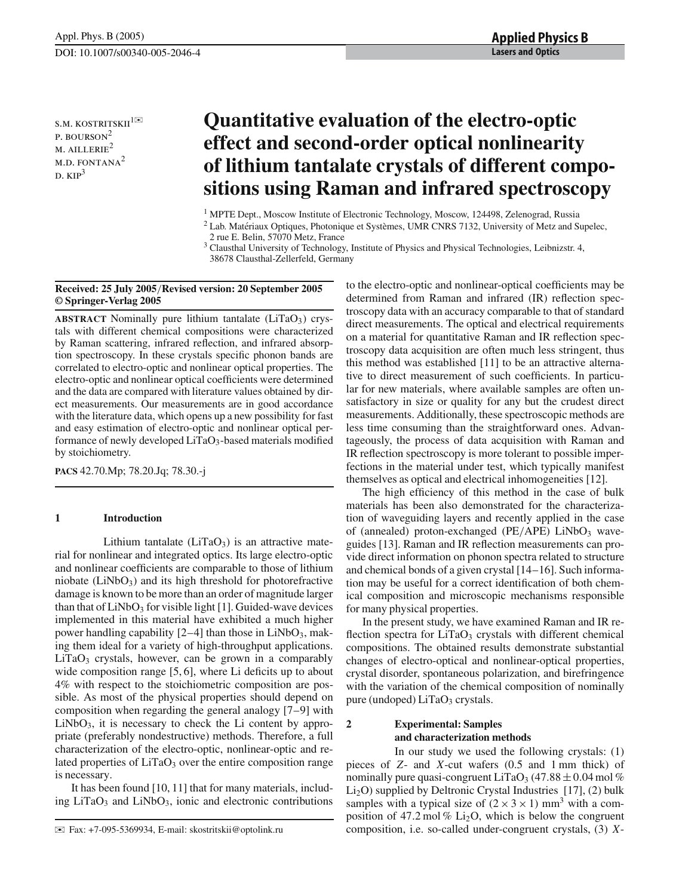S.M. KOSTRITSKII[1]✉
P. BOURSON[2]
M. AILLERIE[2]
M.D. FONTANA[2]
D. KIP[3]

# Quantitative evaluation of the electro-optic effect and second-order optical nonlinearity of lithium tantalate crystals of different compositions using Raman and infrared spectroscopy

[1] MPTE Dept., Moscow Institute of Electronic Technology, Moscow, 124498, Zelenograd, Russia
[2] Lab. Matériaux Optiques, Photonique et Systèmes, UMR CNRS 7132, University of Metz and Supelec, 2 rue E. Belin, 57070 Metz, France
[3] Clausthal University of Technology, Institute of Physics and Physical Technologies, Leibnizstr. 4, 38678 Clausthal-Zellerfeld, Germany

**Received: 25 July 2005/Revised version: 20 September 2005**
**© Springer-Verlag 2005**

**ABSTRACT** Nominally pure lithium tantalate ($LiTaO_3$) crystals with different chemical compositions were characterized by Raman scattering, infrared reflection, and infrared absorption spectroscopy. In these crystals specific phonon bands are correlated to electro-optic and nonlinear optical properties. The electro-optic and nonlinear optical coefficients were determined and the data are compared with literature values obtained by direct measurements. Our measurements are in good accordance with the literature data, which opens up a new possibility for fast and easy estimation of electro-optic and nonlinear optical performance of newly developed $LiTaO_3$-based materials modified by stoichiometry.

**PACS** 42.70.Mp; 78.20.Jq; 78.30.-j

## 1 Introduction

Lithium tantalate ($LiTaO_3$) is an attractive material for nonlinear and integrated optics. Its large electro-optic and nonlinear coefficients are comparable to those of lithium niobate ($LiNbO_3$) and its high threshold for photorefractive damage is known to be more than an order of magnitude larger than that of $LiNbO_3$ for visible light [1]. Guided-wave devices implemented in this material have exhibited a much higher power handling capability [2–4] than those in $LiNbO_3$, making them ideal for a variety of high-throughput applications. $LiTaO_3$ crystals, however, can be grown in a comparably wide composition range [5, 6], where Li deficits up to about 4% with respect to the stoichiometric composition are possible. As most of the physical properties should depend on composition when regarding the general analogy [7–9] with $LiNbO_3$, it is necessary to check the Li content by appropriate (preferably nondestructive) methods. Therefore, a full characterization of the electro-optic, nonlinear-optic and related properties of $LiTaO_3$ over the entire composition range is necessary.

It has been found [10, 11] that for many materials, including $LiTaO_3$ and $LiNbO_3$, ionic and electronic contributions to the electro-optic and nonlinear-optical coefficients may be determined from Raman and infrared (IR) reflection spectroscopy data with an accuracy comparable to that of standard direct measurements. The optical and electrical requirements on a material for quantitative Raman and IR reflection spectroscopy data acquisition are often much less stringent, thus this method was established [11] to be an attractive alternative to direct measurement of such coefficients. In particular for new materials, where available samples are often unsatisfactory in size or quality for any but the crudest direct measurements. Additionally, these spectroscopic methods are less time consuming than the straightforward ones. Advantageously, the process of data acquisition with Raman and IR reflection spectroscopy is more tolerant to possible imperfections in the material under test, which typically manifest themselves as optical and electrical inhomogeneities [12].

The high efficiency of this method in the case of bulk materials has been also demonstrated for the characterization of waveguiding layers and recently applied in the case of (annealed) proton-exchanged (PE/APE) $LiNbO_3$ waveguides [13]. Raman and IR reflection measurements can provide direct information on phonon spectra related to structure and chemical bonds of a given crystal [14–16]. Such information may be useful for a correct identification of both chemical composition and microscopic mechanisms responsible for many physical properties.

In the present study, we have examined Raman and IR reflection spectra for $LiTaO_3$ crystals with different chemical compositions. The obtained results demonstrate substantial changes of electro-optical and nonlinear-optical properties, crystal disorder, spontaneous polarization, and birefringence with the variation of the chemical composition of nominally pure (undoped) $LiTaO_3$ crystals.

## 2 Experimental: Samples and characterization methods

In our study we used the following crystals: (1) pieces of $Z$- and $X$-cut wafers (0.5 and 1 mm thick) of nominally pure quasi-congruent $LiTaO_3$ ($47.88 \pm 0.04$ mol % $Li_2O$) supplied by Deltronic Crystal Industries [17], (2) bulk samples with a typical size of $(2 \times 3 \times 1)$ mm$^3$ with a composition of 47.2 mol % $Li_2O$, which is below the congruent composition, i.e. so-called under-congruent crystals, (3) $X$-

✉ Fax: +7-095-5369934, E-mail: skostritskii@optolink.ru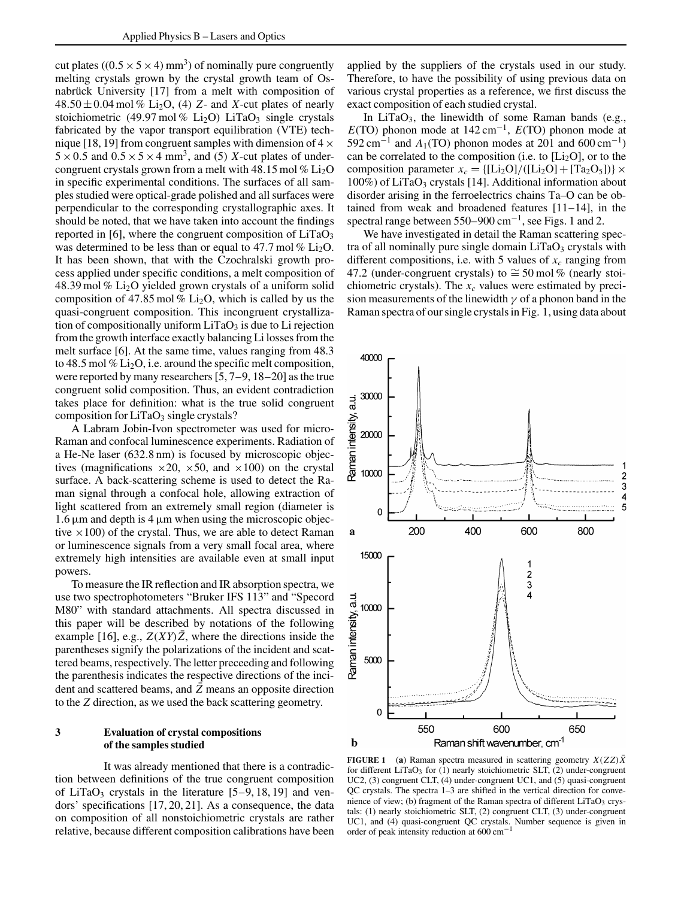cut plates ($(0.5 \times 5 \times 4)\,mm^3$) of nominally pure congruently melting crystals grown by the crystal growth team of Osnabrück University [17] from a melt with composition of $48.50 \pm 0.04$ mol % $Li_2O$, (4) $Z$- and $X$-cut plates of nearly stoichiometric (49.97 mol % $Li_2O$) $LiTaO_3$ single crystals fabricated by the vapor transport equilibration (VTE) technique [18, 19] from congruent samples with dimension of $4 \times 5 \times 0.5$ and $0.5 \times 5 \times 4\ mm^3$, and (5) $X$-cut plates of under-congruent crystals grown from a melt with 48.15 mol % $Li_2O$ in specific experimental conditions. The surfaces of all samples studied were optical-grade polished and all surfaces were perpendicular to the corresponding crystallographic axes. It should be noted, that we have taken into account the findings reported in [6], where the congruent composition of $LiTaO_3$ was determined to be less than or equal to 47.7 mol % $Li_2O$. It has been shown, that with the Czochralski growth process applied under specific conditions, a melt composition of 48.39 mol % $Li_2O$ yielded grown crystals of a uniform solid composition of 47.85 mol % $Li_2O$, which is called by us the quasi-congruent composition. This incongruent crystallization of compositionally uniform $LiTaO_3$ is due to Li rejection from the growth interface exactly balancing Li losses from the melt surface [6]. At the same time, values ranging from 48.3 to 48.5 mol % $Li_2O$, i.e. around the specific melt composition, were reported by many researchers [5, 7–9, 18–20] as the true congruent solid composition. Thus, an evident contradiction takes place for definition: what is the true solid congruent composition for $LiTaO_3$ single crystals?

A Labram Jobin-Ivon spectrometer was used for micro-Raman and confocal luminescence experiments. Radiation of a He-Ne laser (632.8 nm) is focused by microscopic objectives (magnifications ×20, ×50, and ×100) on the crystal surface. A back-scattering scheme is used to detect the Raman signal through a confocal hole, allowing extraction of light scattered from an extremely small region (diameter is 1.6 μm and depth is 4 μm when using the microscopic objective ×100) of the crystal. Thus, we are able to detect Raman or luminescence signals from a very small focal area, where extremely high intensities are available even at small input powers.

To measure the IR reflection and IR absorption spectra, we use two spectrophotometers "Bruker IFS 113" and "Specord M80" with standard attachments. All spectra discussed in this paper will be described by notations of the following example [16], e.g., $Z(XY)\bar{Z}$, where the directions inside the parentheses signify the polarizations of the incident and scattered beams, respectively. The letter preceeding and following the parenthesis indicates the respective directions of the incident and scattered beams, and $\bar{Z}$ means an opposite direction to the $Z$ direction, as we used the back scattering geometry.

## 3 Evaluation of crystal compositions of the samples studied

It was already mentioned that there is a contradiction between definitions of the true congruent composition of $LiTaO_3$ crystals in the literature [5–9, 18, 19] and vendors' specifications [17, 20, 21]. As a consequence, the data on composition of all nonstoichiometric crystals are rather relative, because different composition calibrations have been applied by the suppliers of the crystals used in our study. Therefore, to have the possibility of using previous data on various crystal properties as a reference, we first discuss the exact composition of each studied crystal.

In $LiTaO_3$, the linewidth of some Raman bands (e.g., $E$(TO) phonon mode at $142\ cm^{-1}$, $E$(TO) phonon mode at $592\ cm^{-1}$ and $A_1$(TO) phonon modes at 201 and $600\ cm^{-1}$) can be correlated to the composition (i.e. to $[Li_2O]$, or to the composition parameter $x_c = \{[Li_2O]/([Li_2O] + [Ta_2O_5])\} \times 100\%$) of $LiTaO_3$ crystals [14]. Additional information about disorder arising in the ferroelectrics chains Ta–O can be obtained from weak and broadened features [11–14], in the spectral range between 550–900 $cm^{-1}$, see Figs. 1 and 2.

We have investigated in detail the Raman scattering spectra of all nominally pure single domain $LiTaO_3$ crystals with different compositions, i.e. with 5 values of $x_c$ ranging from 47.2 (under-congruent crystals) to ≅ 50 mol % (nearly stoichiometric crystals). The $x_c$ values were estimated by precision measurements of the linewidth $\gamma$ of a phonon band in the Raman spectra of our single crystals in Fig. 1, using data about

**FIGURE 1** (**a**) Raman spectra measured in scattering geometry $X(ZZ)\bar{X}$ for different $LiTaO_3$ for (1) nearly stoichiometric SLT, (2) under-congruent UC2, (3) congruent CLT, (4) under-congruent UC1, and (5) quasi-congruent QC crystals. The spectra 1–3 are shifted in the vertical direction for convenience of view; (b) fragment of the Raman spectra of different $LiTaO_3$ crystals: (1) nearly stoichiometric SLT, (2) congruent CLT, (3) under-congruent UC1, and (4) quasi-congruent QC crystals. Number sequence is given in order of peak intensity reduction at $600\ cm^{-1}$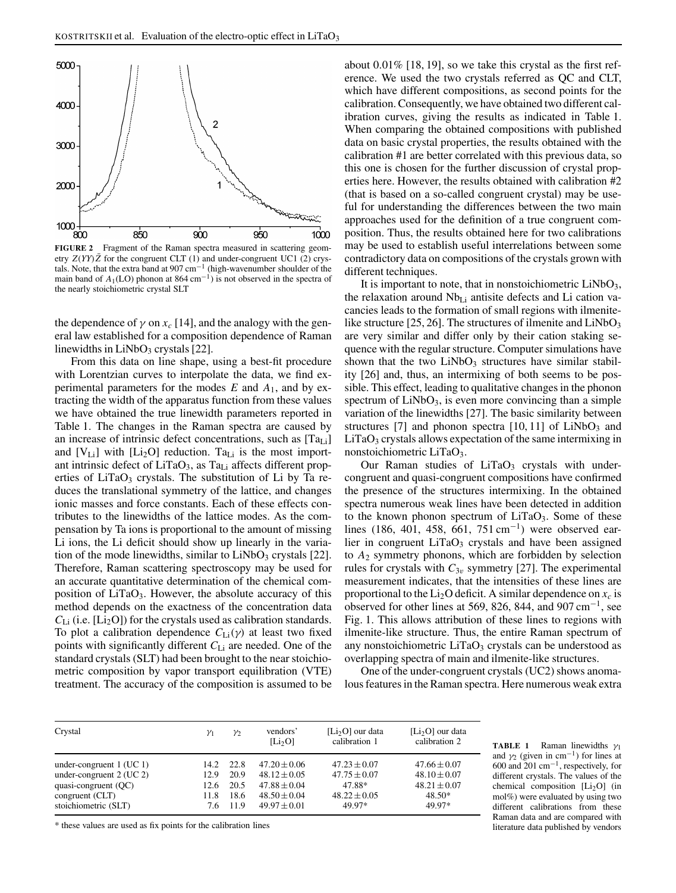**FIGURE 2** Fragment of the Raman spectra measured in scattering geometry $Z(YY)\bar{Z}$ for the congruent CLT (1) and under-congruent UC1 (2) crystals. Note, that the extra band at 907 cm$^{-1}$ (high-wavenumber shoulder of the main band of $A_1$(LO) phonon at 864 cm$^{-1}$) is not observed in the spectra of the nearly stoichiometric crystal SLT

the dependence of $\gamma$ on $x_c$ [14], and the analogy with the general law established for a composition dependence of Raman linewidths in $LiNbO_3$ crystals [22].

From this data on line shape, using a best-fit procedure with Lorentzian curves to interpolate the data, we find experimental parameters for the modes $E$ and $A_1$, and by extracting the width of the apparatus function from these values we have obtained the true linewidth parameters reported in Table 1. The changes in the Raman spectra are caused by an increase of intrinsic defect concentrations, such as $[Ta_{Li}]$ and $[V_{Li}]$ with $[Li_2O]$ reduction. $Ta_{Li}$ is the most important intrinsic defect of $LiTaO_3$, as $Ta_{Li}$ affects different properties of $LiTaO_3$ crystals. The substitution of Li by Ta reduces the translational symmetry of the lattice, and changes ionic masses and force constants. Each of these effects contributes to the linewidths of the lattice modes. As the compensation by Ta ions is proportional to the amount of missing Li ions, the Li deficit should show up linearly in the variation of the mode linewidths, similar to $LiNbO_3$ crystals [22]. Therefore, Raman scattering spectroscopy may be used for an accurate quantitative determination of the chemical composition of $LiTaO_3$. However, the absolute accuracy of this method depends on the exactness of the concentration data $C_{Li}$ (i.e. $[Li_2O]$) for the crystals used as calibration standards. To plot a calibration dependence $C_{Li}(\gamma)$ at least two fixed points with significantly different $C_{Li}$ are needed. One of the standard crystals (SLT) had been brought to the near stoichiometric composition by vapor transport equilibration (VTE) treatment. The accuracy of the composition is assumed to be about 0.01% [18, 19], so we take this crystal as the first reference. We used the two crystals referred as QC and CLT, which have different compositions, as second points for the calibration. Consequently, we have obtained two different calibration curves, giving the results as indicated in Table 1. When comparing the obtained compositions with published data on basic crystal properties, the results obtained with the calibration #1 are better correlated with this previous data, so this one is chosen for the further discussion of crystal properties here. However, the results obtained with calibration #2 (that is based on a so-called congruent crystal) may be useful for understanding the differences between the two main approaches used for the definition of a true congruent composition. Thus, the results obtained here for two calibrations may be used to establish useful interrelations between some contradictory data on compositions of the crystals grown with different techniques.

It is important to note, that in nonstoichiometric $LiNbO_3$, the relaxation around $Nb_{Li}$ antisite defects and Li cation vacancies leads to the formation of small regions with ilmenite-like structure [25, 26]. The structures of ilmenite and $LiNbO_3$ are very similar and differ only by their cation staking sequence with the regular structure. Computer simulations have shown that the two $LiNbO_3$ structures have similar stability [26] and, thus, an intermixing of both seems to be possible. This effect, leading to qualitative changes in the phonon spectrum of $LiNbO_3$, is even more convincing than a simple variation of the linewidths [27]. The basic similarity between structures [7] and phonon spectra [10, 11] of $LiNbO_3$ and $LiTaO_3$ crystals allows expectation of the same intermixing in nonstoichiometric $LiTaO_3$.

Our Raman studies of $LiTaO_3$ crystals with under-congruent and quasi-congruent compositions have confirmed the presence of the structures intermixing. In the obtained spectra numerous weak lines have been detected in addition to the known phonon spectrum of $LiTaO_3$. Some of these lines (186, 401, 458, 661, 751 cm$^{-1}$) were observed earlier in congruent $LiTaO_3$ crystals and have been assigned to $A_2$ symmetry phonons, which are forbidden by selection rules for crystals with $C_{3v}$ symmetry [27]. The experimental measurement indicates, that the intensities of these lines are proportional to the $Li_2O$ deficit. A similar dependence on $x_c$ is observed for other lines at 569, 826, 844, and 907 cm$^{-1}$, see Fig. 1. This allows attribution of these lines to regions with ilmenite-like structure. Thus, the entire Raman spectrum of any nonstoichiometric $LiTaO_3$ crystals can be understood as overlapping spectra of main and ilmenite-like structures.

One of the under-congruent crystals (UC2) shows anomalous features in the Raman spectra. Here numerous weak extra

| Crystal | $\gamma_1$ | $\gamma_2$ | vendors' $[Li_2O]$ | $[Li_2O]$ our data calibration 1 | $[Li_2O]$ our data calibration 2 |
|---|---|---|---|---|---|
| under-congruent 1 (UC 1) | 14.2 | 22.8 | $47.20 \pm 0.06$ | $47.23 \pm 0.07$ | $47.66 \pm 0.07$ |
| under-congruent 2 (UC 2) | 12.9 | 20.9 | $48.12 \pm 0.05$ | $47.75 \pm 0.07$ | $48.10 \pm 0.07$ |
| quasi-congruent (QC) | 12.6 | 20.5 | $47.88 \pm 0.04$ | 47.88* | $48.21 \pm 0.07$ |
| congruent (CLT) | 11.8 | 18.6 | $48.50 \pm 0.04$ | $48.22 \pm 0.05$ | 48.50* |
| stoichiometric (SLT) | 7.6 | 11.9 | $49.97 \pm 0.01$ | 49.97* | 49.97* |

\* these values are used as fix points for the calibration lines

**TABLE 1** Raman linewidths $\gamma_1$ and $\gamma_2$ (given in cm$^{-1}$) for lines at 600 and 201 cm$^{-1}$, respectively, for different crystals. The values of the chemical composition $[Li_2O]$ (in mol%) were evaluated by using two different calibrations from these Raman data and are compared with literature data published by vendors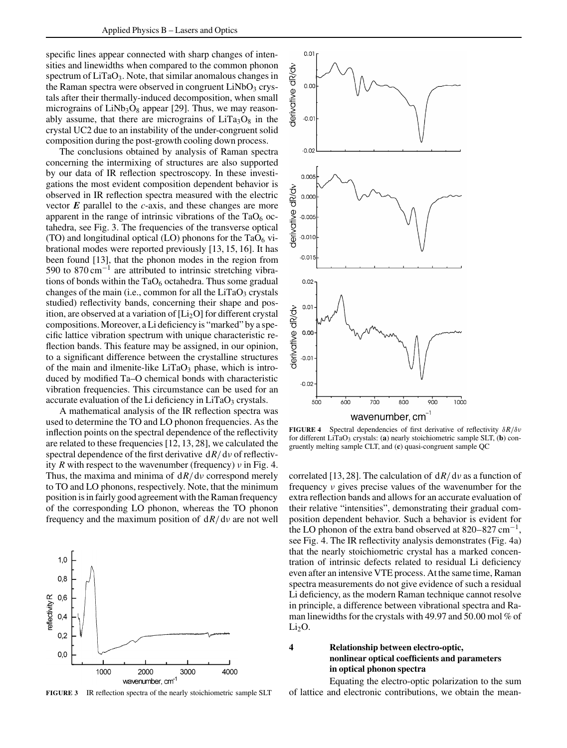specific lines appear connected with sharp changes of intensities and linewidths when compared to the common phonon spectrum of $LiTaO_3$. Note, that similar anomalous changes in the Raman spectra were observed in congruent $LiNbO_3$ crystals after their thermally-induced decomposition, when small micrograins of $LiNb_3O_8$ appear [29]. Thus, we may reasonably assume, that there are micrograins of $LiTa_3O_8$ in the crystal UC2 due to an instability of the under-congruent solid composition during the post-growth cooling down process.

The conclusions obtained by analysis of Raman spectra concerning the intermixing of structures are also supported by our data of IR reflection spectroscopy. In these investigations the most evident composition dependent behavior is observed in IR reflection spectra measured with the electric vector $\boldsymbol{E}$ parallel to the $c$-axis, and these changes are more apparent in the range of intrinsic vibrations of the $TaO_6$ octahedra, see Fig. 3. The frequencies of the transverse optical (TO) and longitudinal optical (LO) phonons for the $TaO_6$ vibrational modes were reported previously [13, 15, 16]. It has been found [13], that the phonon modes in the region from 590 to 870 $cm^{-1}$ are attributed to intrinsic stretching vibrations of bonds within the $TaO_6$ octahedra. Thus some gradual changes of the main (i.e., common for all the $LiTaO_3$ crystals studied) reflectivity bands, concerning their shape and position, are observed at a variation of $[Li_2O]$ for different crystal compositions. Moreover, a Li deficiency is "marked" by a specific lattice vibration spectrum with unique characteristic reflection bands. This feature may be assigned, in our opinion, to a significant difference between the crystalline structures of the main and ilmenite-like $LiTaO_3$ phase, which is introduced by modified Ta–O chemical bonds with characteristic vibration frequencies. This circumstance can be used for an accurate evaluation of the Li deficiency in $LiTaO_3$ crystals.

A mathematical analysis of the IR reflection spectra was used to determine the TO and LO phonon frequencies. As the inflection points on the spectral dependence of the reflectivity are related to these frequencies [12, 13, 28], we calculated the spectral dependence of the first derivative $dR/d\nu$ of reflectivity $R$ with respect to the wavenumber (frequency) $\nu$ in Fig. 4. Thus, the maxima and minima of $dR/d\nu$ correspond merely to TO and LO phonons, respectively. Note, that the minimum position is in fairly good agreement with the Raman frequency of the corresponding LO phonon, whereas the TO phonon frequency and the maximum position of $dR/d\nu$ are not well correlated [13, 28]. The calculation of $dR/d\nu$ as a function of frequency $\nu$ gives precise values of the wavenumber for the extra reflection bands and allows for an accurate evaluation of their relative "intensities", demonstrating their gradual composition dependent behavior. Such a behavior is evident for the LO phonon of the extra band observed at 820–827 $cm^{-1}$, see Fig. 4. The IR reflectivity analysis demonstrates (Fig. 4a) that the nearly stoichiometric crystal has a marked concentration of intrinsic defects related to residual Li deficiency even after an intensive VTE process. At the same time, Raman spectra measurements do not give evidence of such a residual Li deficiency, as the modern Raman technique cannot resolve in principle, a difference between vibrational spectra and Raman linewidths for the crystals with 49.97 and 50.00 mol % of $Li_2O$.

**FIGURE 3** IR reflection spectra of the nearly stoichiometric sample SLT

**FIGURE 4** Spectral dependencies of first derivative of reflectivity $\delta R/\delta\nu$ for different $LiTaO_3$ crystals: (**a**) nearly stoichiometric sample SLT, (**b**) congruently melting sample CLT, and (**c**) quasi-congruent sample QC

## 4 Relationship between electro-optic, nonlinear optical coefficients and parameters in optical phonon spectra

Equating the electro-optic polarization to the sum of lattice and electronic contributions, we obtain the mean-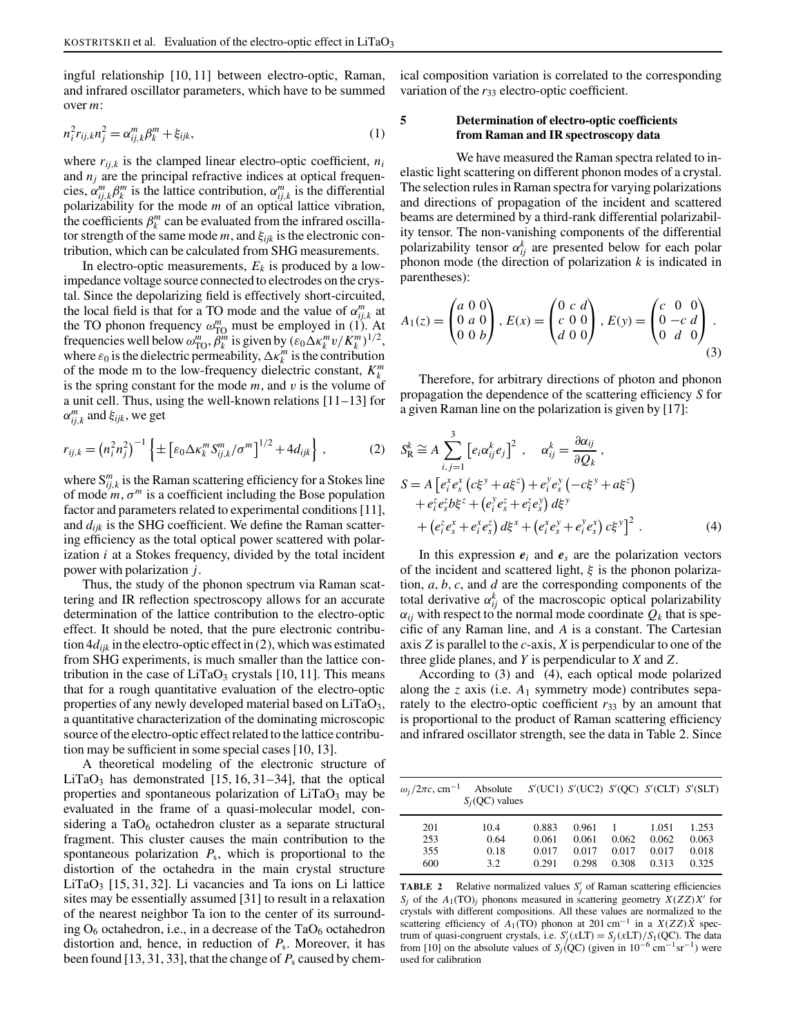ingful relationship [10, 11] between electro-optic, Raman, and infrared oscillator parameters, which have to be summed over $m$:

$$n_i^2 r_{ij,k} n_j^2 = \alpha_{ij,k}^m \beta_k^m + \xi_{ijk}, \tag{1}$$

where $r_{ij,k}$ is the clamped linear electro-optic coefficient, $n_i$ and $n_j$ are the principal refractive indices at optical frequencies, $\alpha_{ij,k}^m \beta_k^m$ is the lattice contribution, $\alpha_{ij,k}^m$ is the differential polarizability for the mode $m$ of an optical lattice vibration, the coefficients $\beta_k^m$ can be evaluated from the infrared oscillator strength of the same mode $m$, and $\xi_{ijk}$ is the electronic contribution, which can be calculated from SHG measurements.

In electro-optic measurements, $E_k$ is produced by a low-impedance voltage source connected to electrodes on the crystal. Since the depolarizing field is effectively short-circuited, the local field is that for a TO mode and the value of $\alpha_{ij,k}^m$ at the TO phonon frequency $\omega_{\mathrm{TO}}^m$ must be employed in (1). At frequencies well below $\omega_{\mathrm{TO}}^m$, $\beta_k^m$ is given by $(\varepsilon_0 \Delta\kappa_k^m v / K_k^m)^{1/2}$, where $\varepsilon_0$ is the dielectric permeability, $\Delta\kappa_k^m$ is the contribution of the mode m to the low-frequency dielectric constant, $K_k^m$ is the spring constant for the mode $m$, and $v$ is the volume of a unit cell. Thus, using the well-known relations [11–13] for $\alpha_{ij,k}^m$ and $\xi_{ijk}$, we get

$$r_{ij,k} = \left(n_i^2 n_j^2\right)^{-1} \left\{ \pm \left[\varepsilon_0 \Delta\kappa_k^m S_{ij,k}^m / \sigma^m\right]^{1/2} + 4 d_{ijk} \right\}, \tag{2}$$

where $S_{ij,k}^m$ is the Raman scattering efficiency for a Stokes line of mode $m$, $\sigma^m$ is a coefficient including the Bose population factor and parameters related to experimental conditions [11], and $d_{ijk}$ is the SHG coefficient. We define the Raman scattering efficiency as the total optical power scattered with polarization $i$ at a Stokes frequency, divided by the total incident power with polarization $j$.

Thus, the study of the phonon spectrum via Raman scattering and IR reflection spectroscopy allows for an accurate determination of the lattice contribution to the electro-optic effect. It should be noted, that the pure electronic contribution $4d_{ijk}$ in the electro-optic effect in (2), which was estimated from SHG experiments, is much smaller than the lattice contribution in the case of $LiTaO_3$ crystals [10, 11]. This means that for a rough quantitative evaluation of the electro-optic properties of any newly developed material based on $LiTaO_3$, a quantitative characterization of the dominating microscopic source of the electro-optic effect related to the lattice contribution may be sufficient in some special cases [10, 13].

A theoretical modeling of the electronic structure of $LiTaO_3$ has demonstrated [15, 16, 31–34], that the optical properties and spontaneous polarization of $LiTaO_3$ may be evaluated in the frame of a quasi-molecular model, considering a $TaO_6$ octahedron cluster as a separate structural fragment. This cluster causes the main contribution to the spontaneous polarization $P_s$, which is proportional to the distortion of the octahedra in the main crystal structure $LiTaO_3$ [15, 31, 32]. Li vacancies and Ta ions on Li lattice sites may be essentially assumed [31] to result in a relaxation of the nearest neighbor Ta ion to the center of its surrounding $O_6$ octahedron, i.e., in a decrease of the $TaO_6$ octahedron distortion and, hence, in reduction of $P_s$. Moreover, it has been found [13, 31, 33], that the change of $P_s$ caused by chemical composition variation is correlated to the corresponding variation of the $r_{33}$ electro-optic coefficient.

## 5 Determination of electro-optic coefficients from Raman and IR spectroscopy data

We have measured the Raman spectra related to inelastic light scattering on different phonon modes of a crystal. The selection rules in Raman spectra for varying polarizations and directions of propagation of the incident and scattered beams are determined by a third-rank differential polarizability tensor. The non-vanishing components of the differential polarizability tensor $\alpha_{ij}^k$ are presented below for each polar phonon mode (the direction of polarization $k$ is indicated in parentheses):

$$A_1(z) = \begin{pmatrix} a & 0 & 0 \\ 0 & a & 0 \\ 0 & 0 & b \end{pmatrix},\ E(x) = \begin{pmatrix} 0 & c & d \\ c & 0 & 0 \\ d & 0 & 0 \end{pmatrix},\ E(y) = \begin{pmatrix} c & 0 & 0 \\ 0 & -c & d \\ 0 & d & 0 \end{pmatrix}. \tag{3}$$

Therefore, for arbitrary directions of photon and phonon propagation the dependence of the scattering efficiency $S$ for a given Raman line on the polarization is given by [17]:

$$\begin{aligned}
S_{\mathrm{R}}^k &\cong A \sum_{i,j=1}^{3} \left[e_i \alpha_{ij}^k e_j\right]^2, \quad \alpha_{ij}^k = \frac{\partial \alpha_{ij}}{\partial Q_k}, \\
S &= A \left[ e_i^x e_s^x \left(c\xi^y + a\xi^z\right) + e_i^y e_s^y \left(-c\xi^y + a\xi^z\right) \right. \\
&\quad + e_i^z e_s^z b\xi^z + \left(e_i^y e_s^z + e_i^z e_s^y\right) d\xi^y \\
&\quad \left. + \left(e_i^z e_s^x + e_i^x e_s^z\right) d\xi^x + \left(e_i^x e_s^y + e_i^y e_s^x\right) c\xi^y \right]^2.
\end{aligned} \tag{4}$$

In this expression $\boldsymbol{e}_i$ and $\boldsymbol{e}_s$ are the polarization vectors of the incident and scattered light, $\xi$ is the phonon polarization, $a$, $b$, $c$, and $d$ are the corresponding components of the total derivative $\alpha_{ij}^k$ of the macroscopic optical polarizability $\alpha_{ij}$ with respect to the normal mode coordinate $Q_k$ that is specific of any Raman line, and $A$ is a constant. The Cartesian axis $Z$ is parallel to the $c$-axis, $X$ is perpendicular to one of the three glide planes, and $Y$ is perpendicular to $X$ and $Z$.

According to (3) and (4), each optical mode polarized along the $z$ axis (i.e. $A_1$ symmetry mode) contributes separately to the electro-optic coefficient $r_{33}$ by an amount that is proportional to the product of Raman scattering efficiency and infrared oscillator strength, see the data in Table 2. Since

| $\omega_j/2\pi c$, cm$^{-1}$ | Absolute $S_j$(QC) values | $S'$(UC1) | $S'$(UC2) | $S'$(QC) | $S'$(CLT) | $S'$(SLT) |
|---|---|---|---|---|---|---|
| 201 | 10.4 | 0.883 | 0.961 | 1 | 1.051 | 1.253 |
| 253 | 0.64 | 0.061 | 0.061 | 0.062 | 0.062 | 0.063 |
| 355 | 0.18 | 0.017 | 0.017 | 0.017 | 0.017 | 0.018 |
| 600 | 3.2 | 0.291 | 0.298 | 0.308 | 0.313 | 0.325 |

**TABLE 2** Relative normalized values $S_j'$ of Raman scattering efficiencies $S_j$ of the $A_1(\mathrm{TO})_j$ phonons measured in scattering geometry $X(ZZ)X'$ for crystals with different compositions. All these values are normalized to the scattering efficiency of $A_1$(TO) phonon at 201 cm$^{-1}$ in a $X(ZZ)\bar{X}$ spectrum of quasi-congruent crystals, i.e. $S_j'(x\mathrm{LT}) = S_j(x\mathrm{LT})/S_1(\mathrm{QC})$. The data from [10] on the absolute values of $S_j$(QC) (given in $10^{-6}$ cm$^{-1}$sr$^{-1}$) were used for calibration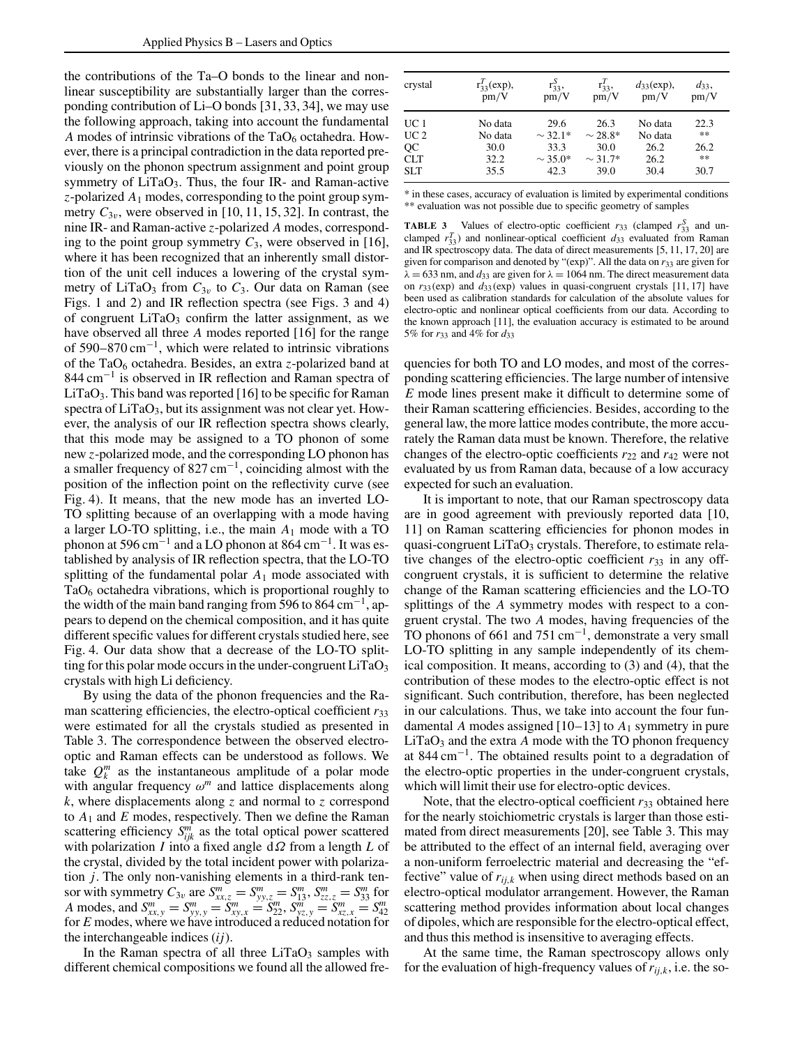the contributions of the Ta–O bonds to the linear and nonlinear susceptibility are substantially larger than the corresponding contribution of Li–O bonds [31, 33, 34], we may use the following approach, taking into account the fundamental $A$ modes of intrinsic vibrations of the $TaO_6$ octahedra. However, there is a principal contradiction in the data reported previously on the phonon spectrum assignment and point group symmetry of $LiTaO_3$. Thus, the four IR- and Raman-active $z$-polarized $A_1$ modes, corresponding to the point group symmetry $C_{3v}$, were observed in [10, 11, 15, 32]. In contrast, the nine IR- and Raman-active $z$-polarized $A$ modes, corresponding to the point group symmetry $C_3$, were observed in [16], where it has been recognized that an inherently small distortion of the unit cell induces a lowering of the crystal symmetry of $LiTaO_3$ from $C_{3v}$ to $C_3$. Our data on Raman (see Figs. 1 and 2) and IR reflection spectra (see Figs. 3 and 4) of congruent $LiTaO_3$ confirm the latter assignment, as we have observed all three $A$ modes reported [16] for the range of 590–870 $cm^{-1}$, which were related to intrinsic vibrations of the $TaO_6$ octahedra. Besides, an extra $z$-polarized band at 844 $cm^{-1}$ is observed in IR reflection and Raman spectra of $LiTaO_3$. This band was reported [16] to be specific for Raman spectra of $LiTaO_3$, but its assignment was not clear yet. However, the analysis of our IR reflection spectra shows clearly, that this mode may be assigned to a TO phonon of some new $z$-polarized mode, and the corresponding LO phonon has a smaller frequency of 827 $cm^{-1}$, coinciding almost with the position of the inflection point on the reflectivity curve (see Fig. 4). It means, that the new mode has an inverted LO-TO splitting because of an overlapping with a mode having a larger LO-TO splitting, i.e., the main $A_1$ mode with a TO phonon at 596 $cm^{-1}$ and a LO phonon at 864 $cm^{-1}$. It was established by analysis of IR reflection spectra, that the LO-TO splitting of the fundamental polar $A_1$ mode associated with $TaO_6$ octahedra vibrations, which is proportional roughly to the width of the main band ranging from 596 to 864 $cm^{-1}$, appears to depend on the chemical composition, and it has quite different specific values for different crystals studied here, see Fig. 4. Our data show that a decrease of the LO-TO splitting for this polar mode occurs in the under-congruent $LiTaO_3$ crystals with high Li deficiency.

By using the data of the phonon frequencies and the Raman scattering efficiencies, the electro-optical coefficient $r_{33}$ were estimated for all the crystals studied as presented in Table 3. The correspondence between the observed electro-optic and Raman effects can be understood as follows. We take $Q_k^m$ as the instantaneous amplitude of a polar mode with angular frequency $\omega^m$ and lattice displacements along $k$, where displacements along $z$ and normal to $z$ correspond to $A_1$ and $E$ modes, respectively. Then we define the Raman scattering efficiency $S_{ijk}^m$ as the total optical power scattered with polarization $I$ into a fixed angle $d\Omega$ from a length $L$ of the crystal, divided by the total incident power with polarization $j$. The only non-vanishing elements in a third-rank tensor with symmetry $C_{3v}$ are $S_{xx,z}^m = S_{yy,z}^m = S_{13}^m$, $S_{zz,z}^m = S_{33}^m$ for $A$ modes, and $S_{xx,y}^m = S_{yy,y}^m = S_{xy,x}^m = S_{22}^m$, $S_{yz,y}^m = S_{xz,x}^m = S_{42}^m$ for $E$ modes, where we have introduced a reduced notation for the interchangeable indices $(ij)$.

In the Raman spectra of all three $LiTaO_3$ samples with different chemical compositions we found all the allowed frequencies for both TO and LO modes, and most of the corresponding scattering efficiencies. The large number of intensive $E$ mode lines present make it difficult to determine some of their Raman scattering efficiencies. Besides, according to the general law, the more lattice modes contribute, the more accurately the Raman data must be known. Therefore, the relative changes of the electro-optic coefficients $r_{22}$ and $r_{42}$ were not evaluated by us from Raman data, because of a low accuracy expected for such an evaluation.

| crystal | $r_{33}^T$(exp), pm/V | $r_{33}^S$, pm/V | $r_{33}^T$, pm/V | $d_{33}$(exp), pm/V | $d_{33}$, pm/V |
|---|---|---|---|---|---|
| UC 1 | No data | 29.6 | 26.3 | No data | 22.3 |
| UC 2 | No data | ~ 32.1* | ~ 28.8* | No data | ** |
| QC | 30.0 | 33.3 | 30.0 | 26.2 | 26.2 |
| CLT | 32.2 | ~ 35.0* | ~ 31.7* | 26.2 | ** |
| SLT | 35.5 | 42.3 | 39.0 | 30.4 | 30.7 |

\* in these cases, accuracy of evaluation is limited by experimental conditions
\*\* evaluation was not possible due to specific geometry of samples

**TABLE 3** Values of electro-optic coefficient $r_{33}$ (clamped $r_{33}^S$ and unclamped $r_{33}^T$) and nonlinear-optical coefficient $d_{33}$ evaluated from Raman and IR spectroscopy data. The data of direct measurements [5, 11, 17, 20] are given for comparison and denoted by "(exp)". All the data on $r_{33}$ are given for $\lambda = 633$ nm, and $d_{33}$ are given for $\lambda = 1064$ nm. The direct measurement data on $r_{33}$(exp) and $d_{33}$(exp) values in quasi-congruent crystals [11, 17] have been used as calibration standards for calculation of the absolute values for electro-optic and nonlinear optical coefficients from our data. According to the known approach [11], the evaluation accuracy is estimated to be around 5% for $r_{33}$ and 4% for $d_{33}$

It is important to note, that our Raman spectroscopy data are in good agreement with previously reported data [10, 11] on Raman scattering efficiencies for phonon modes in quasi-congruent $LiTaO_3$ crystals. Therefore, to estimate relative changes of the electro-optic coefficient $r_{33}$ in any off-congruent crystals, it is sufficient to determine the relative change of the Raman scattering efficiencies and the LO-TO splittings of the $A$ symmetry modes with respect to a congruent crystal. The two $A$ modes, having frequencies of the TO phonons of 661 and 751 $cm^{-1}$, demonstrate a very small LO-TO splitting in any sample independently of its chemical composition. It means, according to (3) and (4), that the contribution of these modes to the electro-optic effect is not significant. Such contribution, therefore, has been neglected in our calculations. Thus, we take into account the four fundamental $A$ modes assigned [10–13] to $A_1$ symmetry in pure $LiTaO_3$ and the extra $A$ mode with the TO phonon frequency at 844 $cm^{-1}$. The obtained results point to a degradation of the electro-optic properties in the under-congruent crystals, which will limit their use for electro-optic devices.

Note, that the electro-optical coefficient $r_{33}$ obtained here for the nearly stoichiometric crystals is larger than those estimated from direct measurements [20], see Table 3. This may be attributed to the effect of an internal field, averaging over a non-uniform ferroelectric material and decreasing the "effective" value of $r_{ij,k}$ when using direct methods based on an electro-optical modulator arrangement. However, the Raman scattering method provides information about local changes of dipoles, which are responsible for the electro-optical effect, and thus this method is insensitive to averaging effects.

At the same time, the Raman spectroscopy allows only for the evaluation of high-frequency values of $r_{ij,k}$, i.e. the so-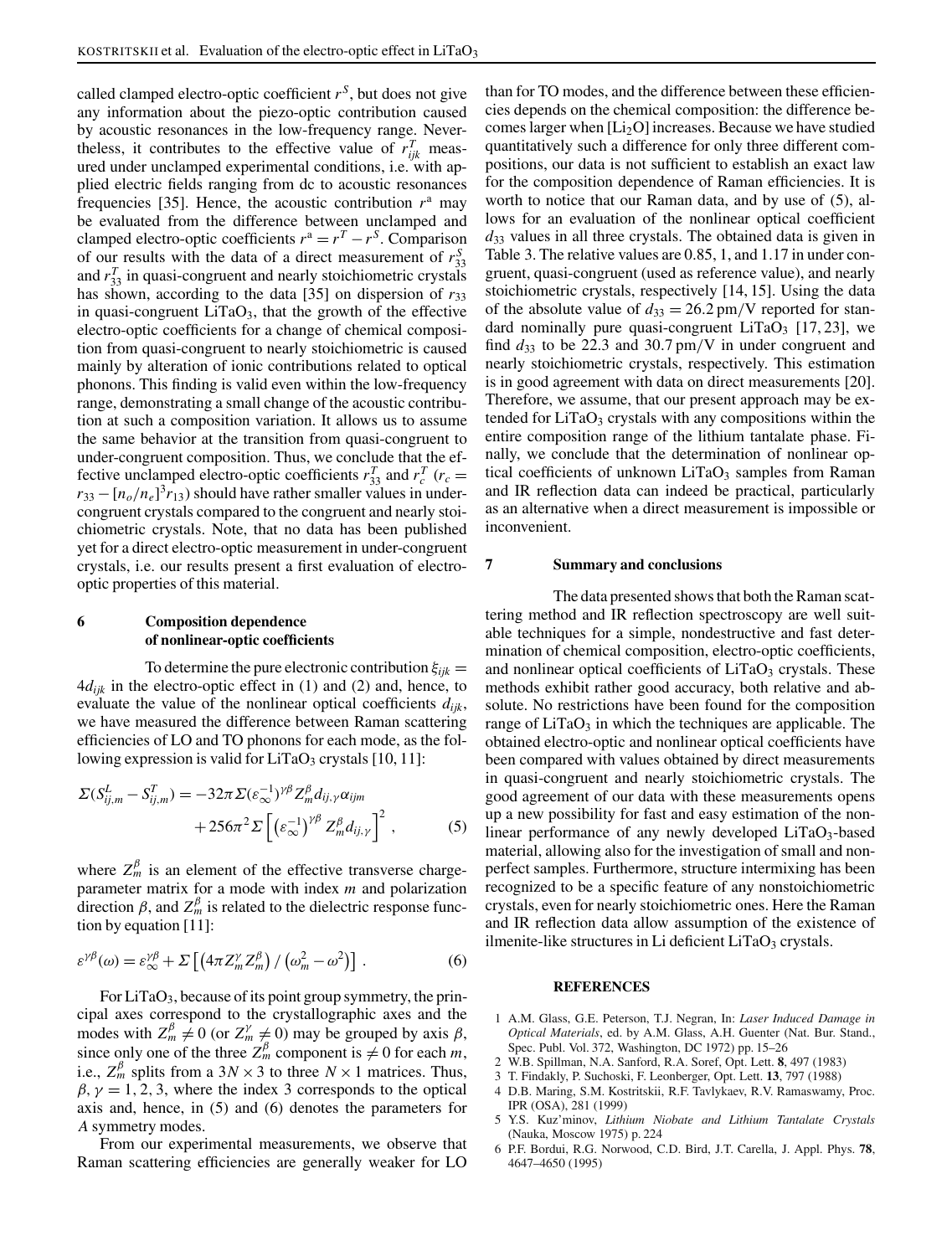called clamped electro-optic coefficient $r^S$, but does not give any information about the piezo-optic contribution caused by acoustic resonances in the low-frequency range. Nevertheless, it contributes to the effective value of $r^T_{ijk}$ measured under unclamped experimental conditions, i.e. with applied electric fields ranging from dc to acoustic resonances frequencies [35]. Hence, the acoustic contribution $r^a$ may be evaluated from the difference between unclamped and clamped electro-optic coefficients $r^a = r^T - r^S$. Comparison of our results with the data of a direct measurement of $r^S_{33}$ and $r^T_{33}$ in quasi-congruent and nearly stoichiometric crystals has shown, according to the data [35] on dispersion of $r_{33}$ in quasi-congruent $LiTaO_3$, that the growth of the effective electro-optic coefficients for a change of chemical composition from quasi-congruent to nearly stoichiometric is caused mainly by alteration of ionic contributions related to optical phonons. This finding is valid even within the low-frequency range, demonstrating a small change of the acoustic contribution at such a composition variation. It allows us to assume the same behavior at the transition from quasi-congruent to under-congruent composition. Thus, we conclude that the effective unclamped electro-optic coefficients $r^T_{33}$ and $r^T_c$ ($r_c = r_{33} - [n_o/n_e]^3 r_{13}$) should have rather smaller values in under-congruent crystals compared to the congruent and nearly stoichiometric crystals. Note, that no data has been published yet for a direct electro-optic measurement in under-congruent crystals, i.e. our results present a first evaluation of electro-optic properties of this material.

## 6 Composition dependence of nonlinear-optic coefficients

To determine the pure electronic contribution $\xi_{ijk} = 4d_{ijk}$ in the electro-optic effect in (1) and (2) and, hence, to evaluate the value of the nonlinear optical coefficients $d_{ijk}$, we have measured the difference between Raman scattering efficiencies of LO and TO phonons for each mode, as the following expression is valid for $LiTaO_3$ crystals [10, 11]:

$$\Sigma(S^L_{ij,m} - S^T_{ij,m}) = -32\pi\Sigma(\varepsilon^{-1}_\infty)^{\gamma\beta} Z^\beta_m d_{ij,\gamma}\alpha_{ijm} + 256\pi^2\Sigma\left[\left(\varepsilon^{-1}_\infty\right)^{\gamma\beta} Z^\beta_m d_{ij,\gamma}\right]^2, \quad (5)$$

where $Z^\beta_m$ is an element of the effective transverse charge-parameter matrix for a mode with index $m$ and polarization direction $\beta$, and $Z^\beta_m$ is related to the dielectric response function by equation [11]:

$$\varepsilon^{\gamma\beta}(\omega) = \varepsilon^{\gamma\beta}_\infty + \Sigma\left[\left(4\pi Z^\gamma_m Z^\beta_m\right) / \left(\omega^2_m - \omega^2\right)\right]. \quad (6)$$

For $LiTaO_3$, because of its point group symmetry, the principal axes correspond to the crystallographic axes and the modes with $Z^\beta_m \neq 0$ (or $Z^\gamma_m \neq 0$) may be grouped by axis $\beta$, since only one of the three $Z^\beta_m$ component is $\neq 0$ for each $m$, i.e., $Z^\beta_m$ splits from a $3N \times 3$ to three $N \times 1$ matrices. Thus, $\beta, \gamma = 1, 2, 3$, where the index 3 corresponds to the optical axis and, hence, in (5) and (6) denotes the parameters for $A$ symmetry modes.

From our experimental measurements, we observe that Raman scattering efficiencies are generally weaker for LO than for TO modes, and the difference between these efficiencies depends on the chemical composition: the difference becomes larger when $[Li_2O]$ increases. Because we have studied quantitatively such a difference for only three different compositions, our data is not sufficient to establish an exact law for the composition dependence of Raman efficiencies. It is worth to notice that our Raman data, and by use of (5), allows for an evaluation of the nonlinear optical coefficient $d_{33}$ values in all three crystals. The obtained data is given in Table 3. The relative values are 0.85, 1, and 1.17 in under congruent, quasi-congruent (used as reference value), and nearly stoichiometric crystals, respectively [14, 15]. Using the data of the absolute value of $d_{33} = 26.2$ pm/V reported for standard nominally pure quasi-congruent $LiTaO_3$ [17, 23], we find $d_{33}$ to be 22.3 and 30.7 pm/V in under congruent and nearly stoichiometric crystals, respectively. This estimation is in good agreement with data on direct measurements [20]. Therefore, we assume, that our present approach may be extended for $LiTaO_3$ crystals with any compositions within the entire composition range of the lithium tantalate phase. Finally, we conclude that the determination of nonlinear optical coefficients of unknown $LiTaO_3$ samples from Raman and IR reflection data can indeed be practical, particularly as an alternative when a direct measurement is impossible or inconvenient.

## 7 Summary and conclusions

The data presented shows that both the Raman scattering method and IR reflection spectroscopy are well suitable techniques for a simple, nondestructive and fast determination of chemical composition, electro-optic coefficients, and nonlinear optical coefficients of $LiTaO_3$ crystals. These methods exhibit rather good accuracy, both relative and absolute. No restrictions have been found for the composition range of $LiTaO_3$ in which the techniques are applicable. The obtained electro-optic and nonlinear optical coefficients have been compared with values obtained by direct measurements in quasi-congruent and nearly stoichiometric crystals. The good agreement of our data with these measurements opens up a new possibility for fast and easy estimation of the nonlinear performance of any newly developed $LiTaO_3$-based material, allowing also for the investigation of small and nonperfect samples. Furthermore, structure intermixing has been recognized to be a specific feature of any nonstoichiometric crystals, even for nearly stoichiometric ones. Here the Raman and IR reflection data allow assumption of the existence of ilmenite-like structures in Li deficient $LiTaO_3$ crystals.

## REFERENCES

1. A.M. Glass, G.E. Peterson, T.J. Negran, In: *Laser Induced Damage in Optical Materials*, ed. by A.M. Glass, A.H. Guenter (Nat. Bur. Stand., Spec. Publ. Vol. 372, Washington, DC 1972) pp. 15–26
2. W.B. Spillman, N.A. Sanford, R.A. Soref, Opt. Lett. **8**, 497 (1983)
3. T. Findakly, P. Suchoski, F. Leonberger, Opt. Lett. **13**, 797 (1988)
4. D.B. Maring, S.M. Kostritskii, R.F. Tavlykaev, R.V. Ramaswamy, Proc. IPR (OSA), 281 (1999)
5. Y.S. Kuz'minov, *Lithium Niobate and Lithium Tantalate Crystals* (Nauka, Moscow 1975) p. 224
6. P.F. Bordui, R.G. Norwood, C.D. Bird, J.T. Carella, J. Appl. Phys. **78**, 4647–4650 (1995)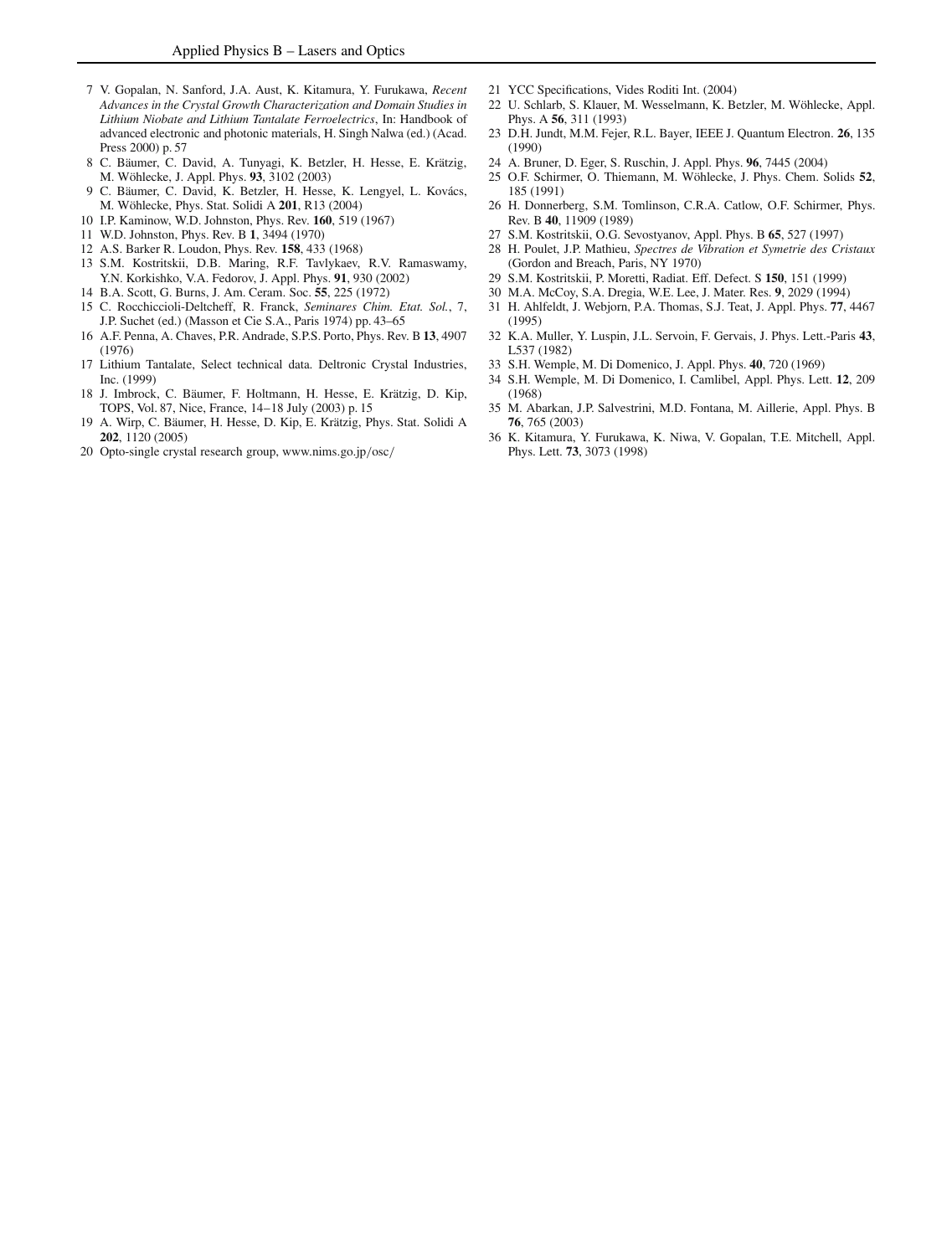7. V. Gopalan, N. Sanford, J.A. Aust, K. Kitamura, Y. Furukawa, *Recent Advances in the Crystal Growth Characterization and Domain Studies in Lithium Niobate and Lithium Tantalate Ferroelectrics*, In: Handbook of advanced electronic and photonic materials, H. Singh Nalwa (ed.) (Acad. Press 2000) p. 57
8. C. Bäumer, C. David, A. Tunyagi, K. Betzler, H. Hesse, E. Krätzig, M. Wöhlecke, J. Appl. Phys. **93**, 3102 (2003)
9. C. Bäumer, C. David, K. Betzler, H. Hesse, K. Lengyel, L. Kovács, M. Wöhlecke, Phys. Stat. Solidi A **201**, R13 (2004)
10. I.P. Kaminow, W.D. Johnston, Phys. Rev. **160**, 519 (1967)
11. W.D. Johnston, Phys. Rev. B **1**, 3494 (1970)
12. A.S. Barker R. Loudon, Phys. Rev. **158**, 433 (1968)
13. S.M. Kostritskii, D.B. Maring, R.F. Tavlykaev, R.V. Ramaswamy, Y.N. Korkishko, V.A. Fedorov, J. Appl. Phys. **91**, 930 (2002)
14. B.A. Scott, G. Burns, J. Am. Ceram. Soc. **55**, 225 (1972)
15. C. Rocchiccioli-Deltcheff, R. Franck, *Seminares Chim. Etat. Sol.*, 7, J.P. Suchet (ed.) (Masson et Cie S.A., Paris 1974) pp. 43–65
16. A.F. Penna, A. Chaves, P.R. Andrade, S.P.S. Porto, Phys. Rev. B **13**, 4907 (1976)
17. Lithium Tantalate, Select technical data. Deltronic Crystal Industries, Inc. (1999)
18. J. Imbrock, C. Bäumer, F. Holtmann, H. Hesse, E. Krätzig, D. Kip, TOPS, Vol. 87, Nice, France, 14–18 July (2003) p. 15
19. A. Wirp, C. Bäumer, H. Hesse, E. Krätzig, Phys. Stat. Solidi A **202**, 1120 (2005)
20. Opto-single crystal research group, www.nims.go.jp/osc/
21. YCC Specifications, Vides Roditi Int. (2004)
22. U. Schlarb, S. Klauer, M. Wesselmann, K. Betzler, M. Wöhlecke, Appl. Phys. A **56**, 311 (1993)
23. D.H. Jundt, M.M. Fejer, R.L. Bayer, IEEE J. Quantum Electron. **26**, 135 (1990)
24. A. Bruner, D. Eger, S. Ruschin, J. Appl. Phys. **96**, 7445 (2004)
25. O.F. Schirmer, O. Thiemann, M. Wöhlecke, J. Phys. Chem. Solids **52**, 185 (1991)
26. H. Donnerberg, S.M. Tomlinson, C.R.A. Catlow, O.F. Schirmer, Phys. Rev. B **40**, 11909 (1989)
27. S.M. Kostritskii, O.G. Sevostyanov, Appl. Phys. B **65**, 527 (1997)
28. H. Poulet, J.P. Mathieu, *Spectres de Vibration et Symetrie des Cristaux* (Gordon and Breach, Paris, NY 1970)
29. S.M. Kostritskii, P. Moretti, Radiat. Eff. Defect. S **150**, 151 (1999)
30. M.A. McCoy, S.A. Dregia, W.E. Lee, J. Mater. Res. **9**, 2029 (1994)
31. H. Ahlfeldt, J. Webjorn, P.A. Thomas, S.J. Teat, J. Appl. Phys. **77**, 4467 (1995)
32. K.A. Muller, Y. Luspin, J.L. Servoin, F. Gervais, J. Phys. Lett.-Paris **43**, L537 (1982)
33. S.H. Wemple, M. Di Domenico, J. Appl. Phys. **40**, 720 (1969)
34. S.H. Wemple, M. Di Domenico, I. Camlibel, Appl. Phys. Lett. **12**, 209 (1968)
35. M. Abarkan, J.P. Salvestrini, M.D. Fontana, M. Aillerie, Appl. Phys. B **76**, 765 (2003)
36. K. Kitamura, Y. Furukawa, K. Niwa, V. Gopalan, T.E. Mitchell, Appl. Phys. Lett. **73**, 3073 (1998)